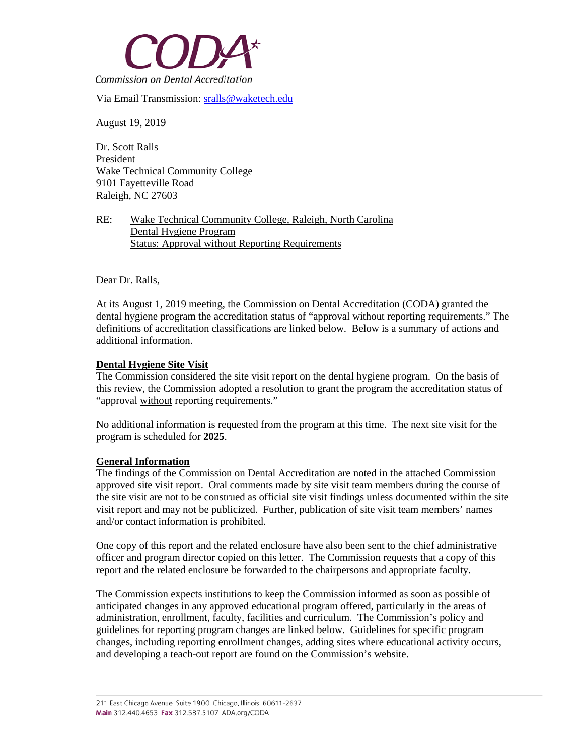# CODA

Commission on Dental Accreditation

Via Email Transmission: sralls@waketech.edu

August 19, 2019

Dr. Scott Ralls
President
Wake Technical Community College
9101 Fayetteville Road
Raleigh, NC 27603

RE: Wake Technical Community College, Raleigh, North Carolina
Dental Hygiene Program
Status: Approval without Reporting Requirements

Dear Dr. Ralls,

At its August 1, 2019 meeting, the Commission on Dental Accreditation (CODA) granted the dental hygiene program the accreditation status of "approval without reporting requirements." The definitions of accreditation classifications are linked below. Below is a summary of actions and additional information.

**Dental Hygiene Site Visit**

The Commission considered the site visit report on the dental hygiene program. On the basis of this review, the Commission adopted a resolution to grant the program the accreditation status of "approval without reporting requirements."

No additional information is requested from the program at this time. The next site visit for the program is scheduled for **2025**.

**General Information**

The findings of the Commission on Dental Accreditation are noted in the attached Commission approved site visit report. Oral comments made by site visit team members during the course of the site visit are not to be construed as official site visit findings unless documented within the site visit report and may not be publicized. Further, publication of site visit team members' names and/or contact information is prohibited.

One copy of this report and the related enclosure have also been sent to the chief administrative officer and program director copied on this letter. The Commission requests that a copy of this report and the related enclosure be forwarded to the chairpersons and appropriate faculty.

The Commission expects institutions to keep the Commission informed as soon as possible of anticipated changes in any approved educational program offered, particularly in the areas of administration, enrollment, faculty, facilities and curriculum. The Commission's policy and guidelines for reporting program changes are linked below. Guidelines for specific program changes, including reporting enrollment changes, adding sites where educational activity occurs, and developing a teach-out report are found on the Commission's website.

211 East Chicago Avenue Suite 1900 Chicago, Illinois 60611-2637
Main 312.440.4653 Fax 312.587.5107 ADA.org/CODA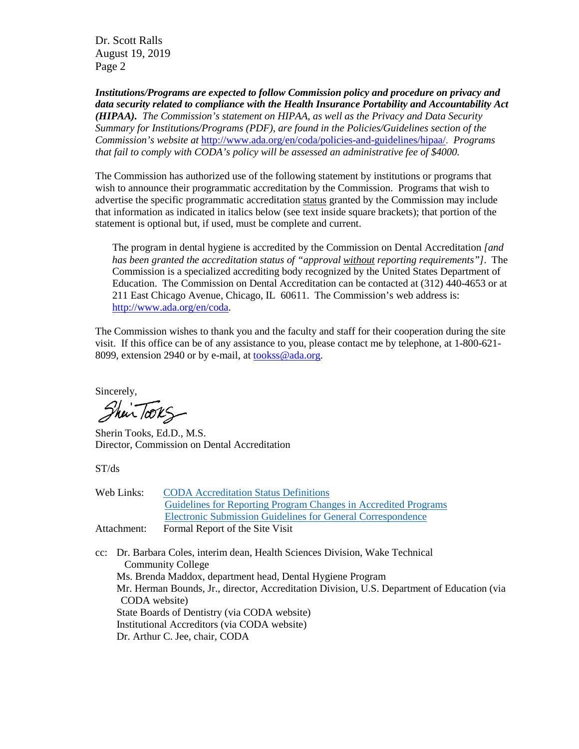***Institutions/Programs are expected to follow Commission policy and procedure on privacy and data security related to compliance with the Health Insurance Portability and Accountability Act (HIPAA).*** *The Commission's statement on HIPAA, as well as the Privacy and Data Security Summary for Institutions/Programs (PDF), are found in the Policies/Guidelines section of the Commission's website at* http://www.ada.org/en/coda/policies-and-guidelines/hipaa/. *Programs that fail to comply with CODA's policy will be assessed an administrative fee of $4000.*

The Commission has authorized use of the following statement by institutions or programs that wish to announce their programmatic accreditation by the Commission. Programs that wish to advertise the specific programmatic accreditation status granted by the Commission may include that information as indicated in italics below (see text inside square brackets); that portion of the statement is optional but, if used, must be complete and current.

> The program in dental hygiene is accredited by the Commission on Dental Accreditation *[and has been granted the accreditation status of "approval without reporting requirements"]*. The Commission is a specialized accrediting body recognized by the United States Department of Education. The Commission on Dental Accreditation can be contacted at (312) 440-4653 or at 211 East Chicago Avenue, Chicago, IL 60611. The Commission's web address is: http://www.ada.org/en/coda.

The Commission wishes to thank you and the faculty and staff for their cooperation during the site visit. If this office can be of any assistance to you, please contact me by telephone, at 1-800-621-8099, extension 2940 or by e-mail, at tookss@ada.org.

Sincerely,

Sherin Tooks, Ed.D., M.S.
Director, Commission on Dental Accreditation

ST/ds

Web Links: CODA Accreditation Status Definitions
Guidelines for Reporting Program Changes in Accredited Programs
Electronic Submission Guidelines for General Correspondence

Attachment: Formal Report of the Site Visit

cc: Dr. Barbara Coles, interim dean, Health Sciences Division, Wake Technical Community College
Ms. Brenda Maddox, department head, Dental Hygiene Program
Mr. Herman Bounds, Jr., director, Accreditation Division, U.S. Department of Education (via CODA website)
State Boards of Dentistry (via CODA website)
Institutional Accreditors (via CODA website)
Dr. Arthur C. Jee, chair, CODA